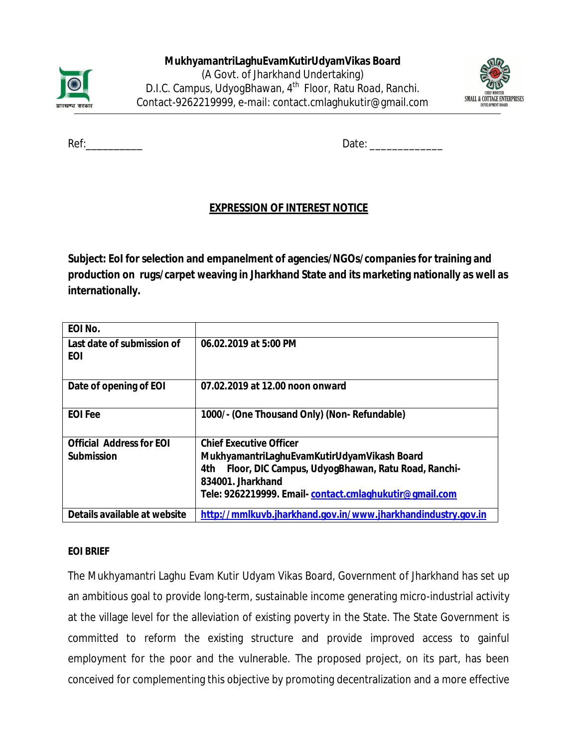**MukhyamantriLaghuEvamKutirUdyamVikas Board**
(A Govt. of Jharkhand Undertaking)
D.I.C. Campus, UdyogBhawan, 4th Floor, Ratu Road, Ranchi.
Contact-9262219999, e-mail: contact.cmlaghukutir@gmail.com

Ref:__________ Date: ____________

## EXPRESSION OF INTEREST NOTICE

**Subject: EoI for selection and empanelment of agencies/NGOs/companies for training and production on rugs/carpet weaving in Jharkhand State and its marketing nationally as well as internationally.**

| **EOI No.** | |
|---|---|
| **Last date of submission of EOI** | **06.02.2019 at 5:00 PM** |
| **Date of opening of EOI** | **07.02.2019 at 12.00 noon onward** |
| **EOI Fee** | **1000/- (One Thousand Only) (Non- Refundable)** |
| **Official Address for EOI Submission** | **Chief Executive Officer**<br>**MukhyamantriLaghuEvamKutirUdyamVikash Board**<br>**4th Floor, DIC Campus, UdyogBhawan, Ratu Road, Ranchi-834001. Jharkhand**<br>**Tele: 9262219999. Email- contact.cmlaghukutir@gmail.com** |
| **Details available at website** | **http://mmlkuvb.jharkhand.gov.in/www.jharkhandindustry.gov.in** |

**EOI BRIEF**

The Mukhyamantri Laghu Evam Kutir Udyam Vikas Board, Government of Jharkhand has set up an ambitious goal to provide long-term, sustainable income generating micro-industrial activity at the village level for the alleviation of existing poverty in the State. The State Government is committed to reform the existing structure and provide improved access to gainful employment for the poor and the vulnerable. The proposed project, on its part, has been conceived for complementing this objective by promoting decentralization and a more effective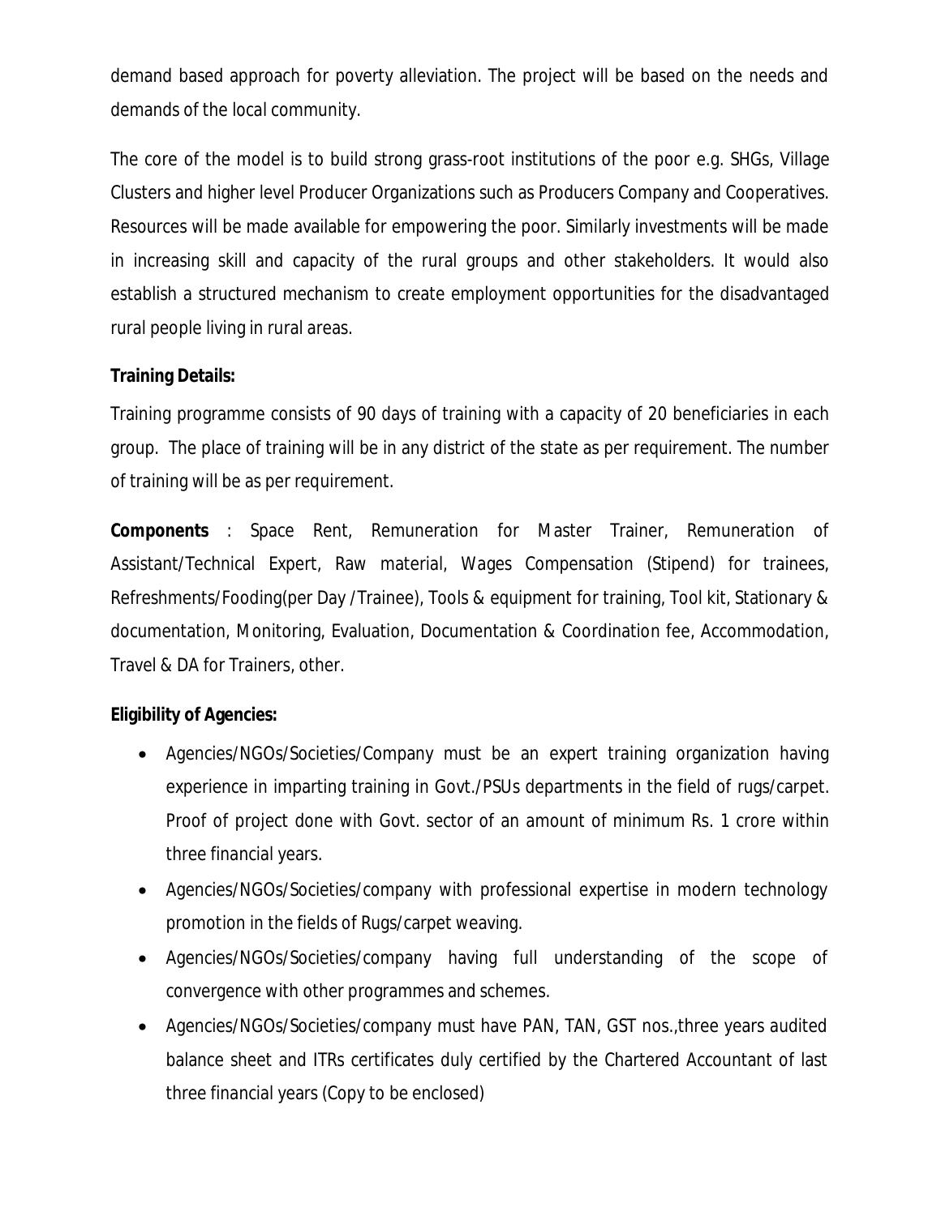demand based approach for poverty alleviation. The project will be based on the needs and demands of the local community.

The core of the model is to build strong grass-root institutions of the poor e.g. SHGs, Village Clusters and higher level Producer Organizations such as Producers Company and Cooperatives. Resources will be made available for empowering the poor. Similarly investments will be made in increasing skill and capacity of the rural groups and other stakeholders. It would also establish a structured mechanism to create employment opportunities for the disadvantaged rural people living in rural areas.

**Training Details:**

Training programme consists of 90 days of training with a capacity of 20 beneficiaries in each group. The place of training will be in any district of the state as per requirement. The number of training will be as per requirement.

**Components** : Space Rent, Remuneration for Master Trainer, Remuneration of Assistant/Technical Expert, Raw material, Wages Compensation (Stipend) for trainees, Refreshments/Fooding(per Day /Trainee), Tools & equipment for training, Tool kit, Stationary & documentation, Monitoring, Evaluation, Documentation & Coordination fee, Accommodation, Travel & DA for Trainers, other.

**Eligibility of Agencies:**

- Agencies/NGOs/Societies/Company must be an expert training organization having experience in imparting training in Govt./PSUs departments in the field of rugs/carpet. Proof of project done with Govt. sector of an amount of minimum Rs. 1 crore within three financial years.
- Agencies/NGOs/Societies/company with professional expertise in modern technology promotion in the fields of Rugs/carpet weaving.
- Agencies/NGOs/Societies/company having full understanding of the scope of convergence with other programmes and schemes.
- Agencies/NGOs/Societies/company must have PAN, TAN, GST nos.,three years audited balance sheet and ITRs certificates duly certified by the Chartered Accountant of last three financial years (Copy to be enclosed)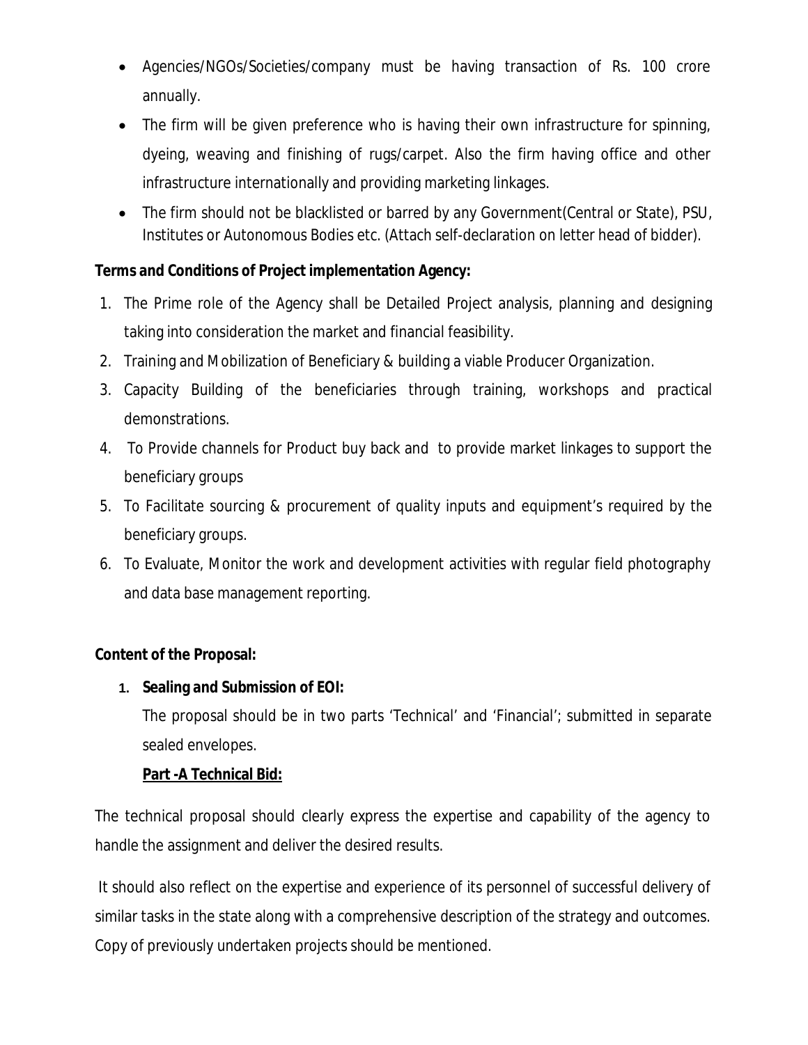- Agencies/NGOs/Societies/company must be having transaction of Rs. 100 crore annually.
- The firm will be given preference who is having their own infrastructure for spinning, dyeing, weaving and finishing of rugs/carpet. Also the firm having office and other infrastructure internationally and providing marketing linkages.
- The firm should not be blacklisted or barred by any Government(Central or State), PSU, Institutes or Autonomous Bodies etc. (Attach self-declaration on letter head of bidder).

**Terms and Conditions of Project implementation Agency:**

1. The Prime role of the Agency shall be Detailed Project analysis, planning and designing taking into consideration the market and financial feasibility.
2. Training and Mobilization of Beneficiary & building a viable Producer Organization.
3. Capacity Building of the beneficiaries through training, workshops and practical demonstrations.
4. To Provide channels for Product buy back and to provide market linkages to support the beneficiary groups
5. To Facilitate sourcing & procurement of quality inputs and equipment's required by the beneficiary groups.
6. To Evaluate, Monitor the work and development activities with regular field photography and data base management reporting.

**Content of the Proposal:**

1. **Sealing and Submission of EOI:**

   The proposal should be in two parts 'Technical' and 'Financial'; submitted in separate sealed envelopes.

   **Part -A Technical Bid:**

The technical proposal should clearly express the expertise and capability of the agency to handle the assignment and deliver the desired results.

It should also reflect on the expertise and experience of its personnel of successful delivery of similar tasks in the state along with a comprehensive description of the strategy and outcomes. Copy of previously undertaken projects should be mentioned.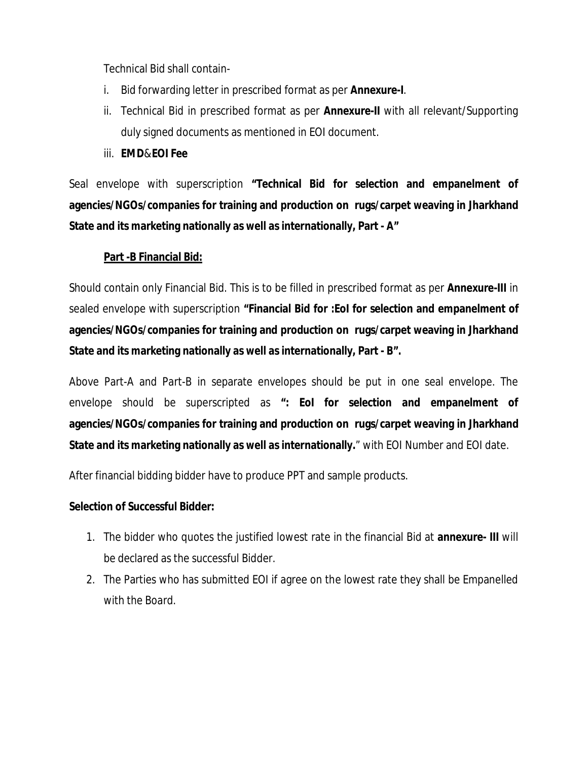Technical Bid shall contain-

i. Bid forwarding letter in prescribed format as per **Annexure-I**.
ii. Technical Bid in prescribed format as per **Annexure-II** with all relevant/Supporting duly signed documents as mentioned in EOI document.
iii. **EMD**&**EOI Fee**

Seal envelope with superscription **"Technical Bid for selection and empanelment of agencies/NGOs/companies for training and production on rugs/carpet weaving in Jharkhand State and its marketing nationally as well as internationally, Part - A"**

**Part -B Financial Bid:**

Should contain only Financial Bid. This is to be filled in prescribed format as per **Annexure-III** in sealed envelope with superscription **"Financial Bid for :EoI for selection and empanelment of agencies/NGOs/companies for training and production on rugs/carpet weaving in Jharkhand State and its marketing nationally as well as internationally, Part - B".**

Above Part-A and Part-B in separate envelopes should be put in one seal envelope. The envelope should be superscripted as **": EoI for selection and empanelment of agencies/NGOs/companies for training and production on rugs/carpet weaving in Jharkhand State and its marketing nationally as well as internationally.**" with EOI Number and EOI date.

After financial bidding bidder have to produce PPT and sample products.

**Selection of Successful Bidder:**

1. The bidder who quotes the justified lowest rate in the financial Bid at **annexure- III** will be declared as the successful Bidder.
2. The Parties who has submitted EOI if agree on the lowest rate they shall be Empanelled with the Board.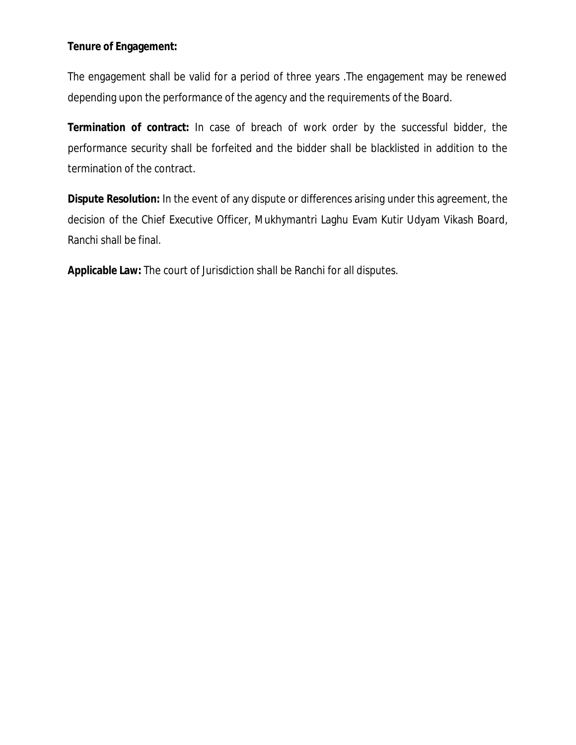**Tenure of Engagement:**

The engagement shall be valid for a period of three years .The engagement may be renewed depending upon the performance of the agency and the requirements of the Board.

**Termination of contract:** In case of breach of work order by the successful bidder, the performance security shall be forfeited and the bidder shall be blacklisted in addition to the termination of the contract.

**Dispute Resolution:** In the event of any dispute or differences arising under this agreement, the decision of the Chief Executive Officer, Mukhymantri Laghu Evam Kutir Udyam Vikash Board, Ranchi shall be final.

**Applicable Law:** The court of Jurisdiction shall be Ranchi for all disputes.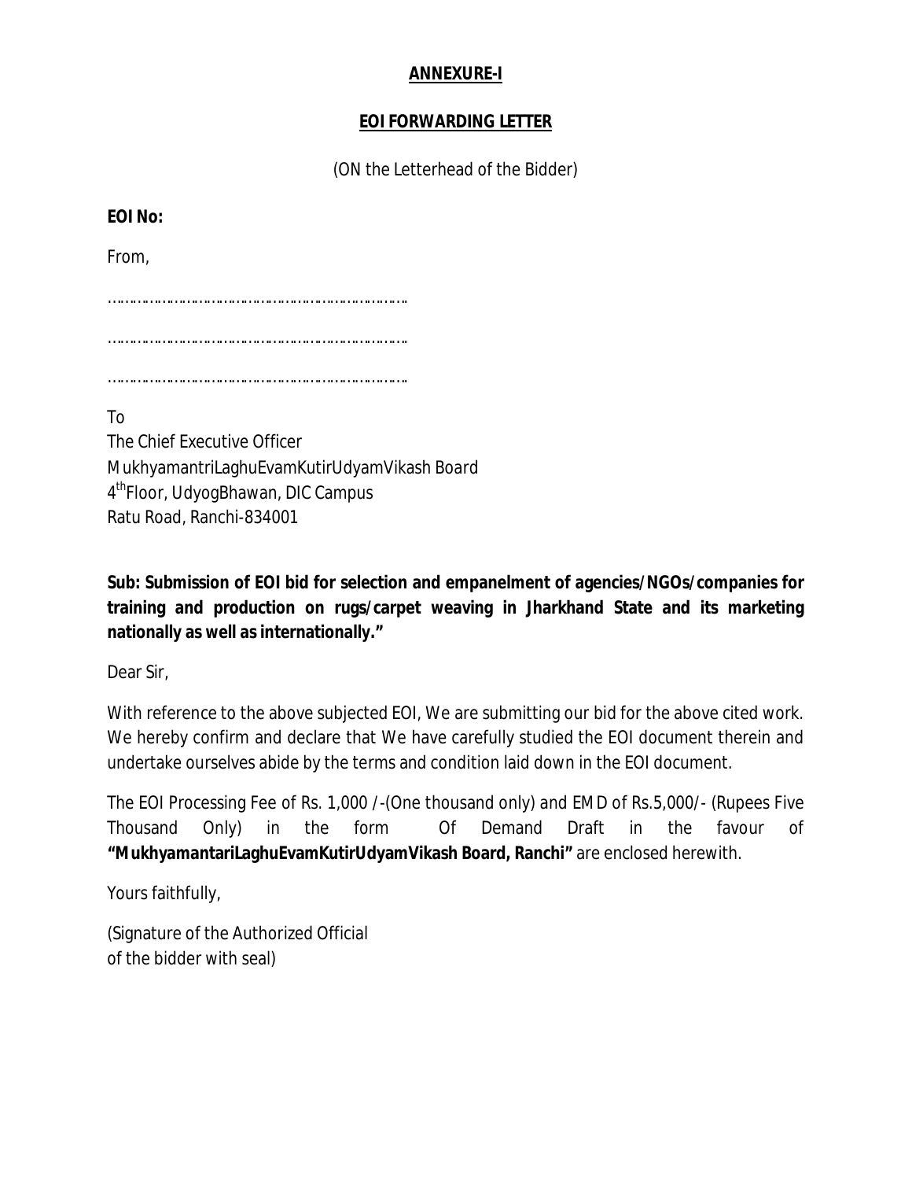**ANNEXURE-I**

**EOI FORWARDING LETTER**

(ON the Letterhead of the Bidder)

**EOI No:**

From,

…………………………………………………………………

…………………………………………………………………

…………………………………………………………………

To
The Chief Executive Officer
MukhyamantriLaghuEvamKutirUdyamVikash Board
4th Floor, UdyogBhawan, DIC Campus
Ratu Road, Ranchi-834001

**Sub: Submission of EOI bid for selection and empanelment of agencies/NGOs/companies for training and production on rugs/carpet weaving in Jharkhand State and its marketing nationally as well as internationally."**

Dear Sir,

With reference to the above subjected EOI, We are submitting our bid for the above cited work. We hereby confirm and declare that We have carefully studied the EOI document therein and undertake ourselves abide by the terms and condition laid down in the EOI document.

The EOI Processing Fee of Rs. 1,000 /-(One thousand only) and EMD of Rs.5,000/- (Rupees Five Thousand Only) in the form Of Demand Draft in the favour of **"MukhyamantariLaghuEvamKutirUdyamVikash Board, Ranchi"** are enclosed herewith.

Yours faithfully,

(Signature of the Authorized Official
of the bidder with seal)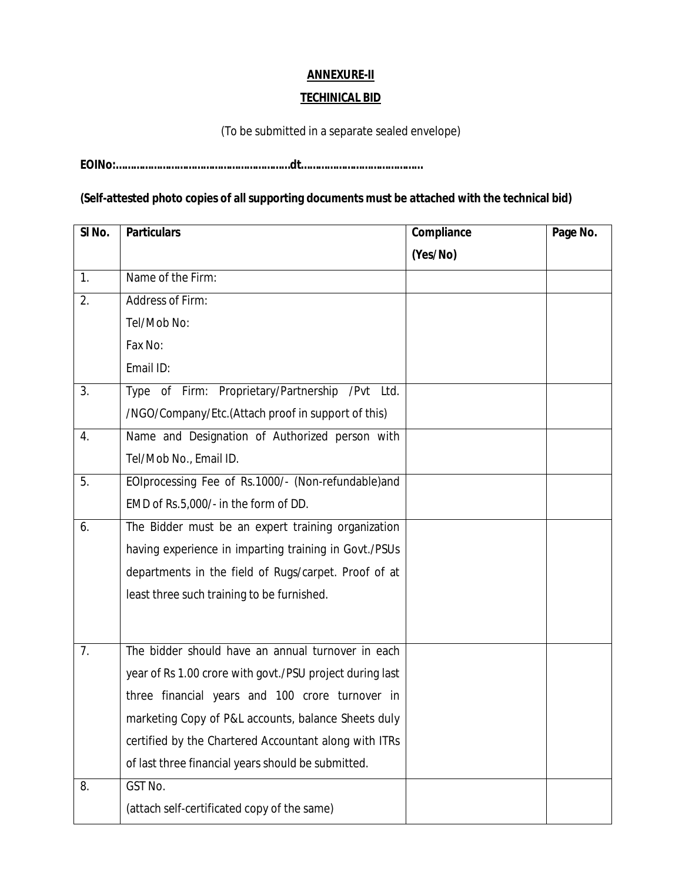**ANNEXURE-II**

**TECHINICAL BID**

(To be submitted in a separate sealed envelope)

**EOINo:………………………………………………….dt………………………………….**

**(Self-attested photo copies of all supporting documents must be attached with the technical bid)**

| Sl No. | Particulars | Compliance (Yes/No) | Page No. |
|---|---|---|---|
| 1. | Name of the Firm: | | |
| 2. | Address of Firm:<br>Tel/Mob No:<br>Fax No:<br>Email ID: | | |
| 3. | Type of Firm: Proprietary/Partnership /Pvt Ltd. /NGO/Company/Etc.(Attach proof in support of this) | | |
| 4. | Name and Designation of Authorized person with Tel/Mob No., Email ID. | | |
| 5. | EOIprocessing Fee of Rs.1000/- (Non-refundable)and EMD of Rs.5,000/- in the form of DD. | | |
| 6. | The Bidder must be an expert training organization having experience in imparting training in Govt./PSUs departments in the field of Rugs/carpet. Proof of at least three such training to be furnished. | | |
| 7. | The bidder should have an annual turnover in each year of Rs 1.00 crore with govt./PSU project during last three financial years and 100 crore turnover in marketing Copy of P&L accounts, balance Sheets duly certified by the Chartered Accountant along with ITRs of last three financial years should be submitted. | | |
| 8. | GST No.<br>(attach self-certificated copy of the same) | | |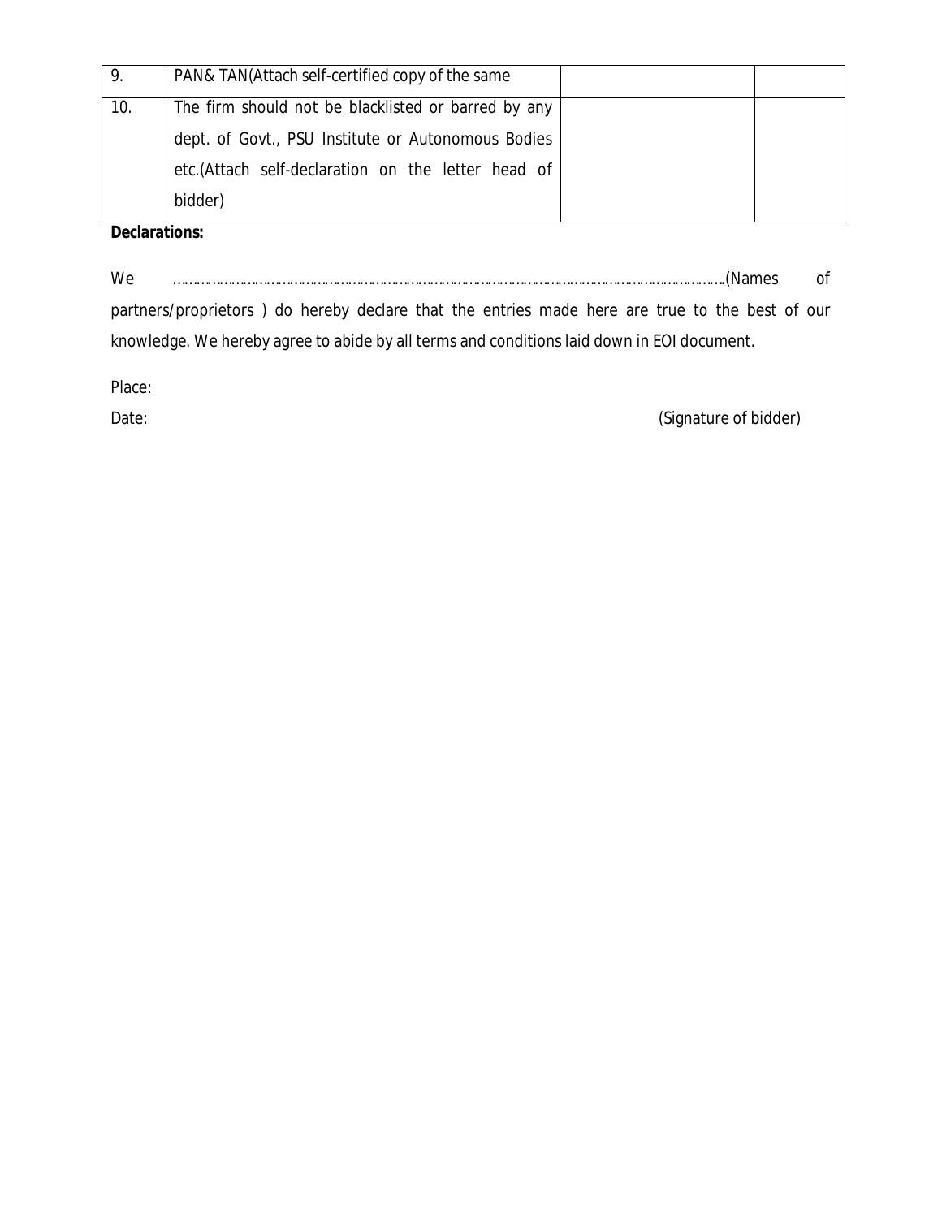| 9. | PAN& TAN(Attach self-certified copy of the same | | |
|---|---|---|---|
| 10. | The firm should not be blacklisted or barred by any dept. of Govt., PSU Institute or Autonomous Bodies etc.(Attach self-declaration on the letter head of bidder) | | |

**Declarations:**

We ………………………………………………………………………………………………………………(Names of partners/proprietors ) do hereby declare that the entries made here are true to the best of our knowledge. We hereby agree to abide by all terms and conditions laid down in EOI document.

Place:

Date: (Signature of bidder)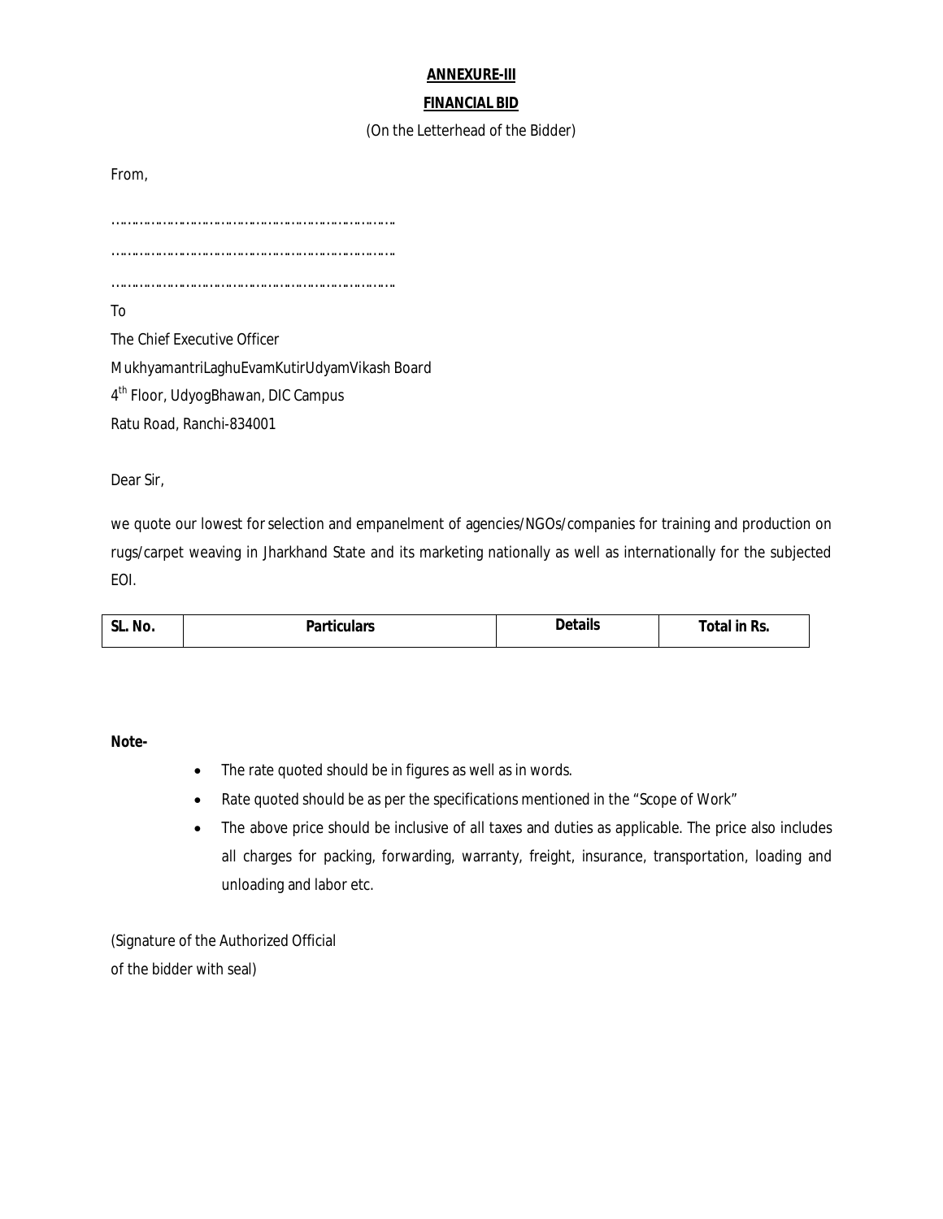**ANNEXURE-III**

**FINANCIAL BID**

(On the Letterhead of the Bidder)

From,

……………………………………………………………

……………………………………………………………

……………………………………………………………

To

The Chief Executive Officer

MukhyamantriLaghuEvamKutirUdyamVikash Board

4th Floor, UdyogBhawan, DIC Campus

Ratu Road, Ranchi-834001

Dear Sir,

we quote our lowest for selection and empanelment of agencies/NGOs/companies for training and production on rugs/carpet weaving in Jharkhand State and its marketing nationally as well as internationally for the subjected EOI.

| SL. No. | Particulars | Details | Total in Rs. |
|---|---|---|---|

**Note-**

- The rate quoted should be in figures as well as in words.
- Rate quoted should be as per the specifications mentioned in the "Scope of Work"
- The above price should be inclusive of all taxes and duties as applicable. The price also includes all charges for packing, forwarding, warranty, freight, insurance, transportation, loading and unloading and labor etc.

(Signature of the Authorized Official
of the bidder with seal)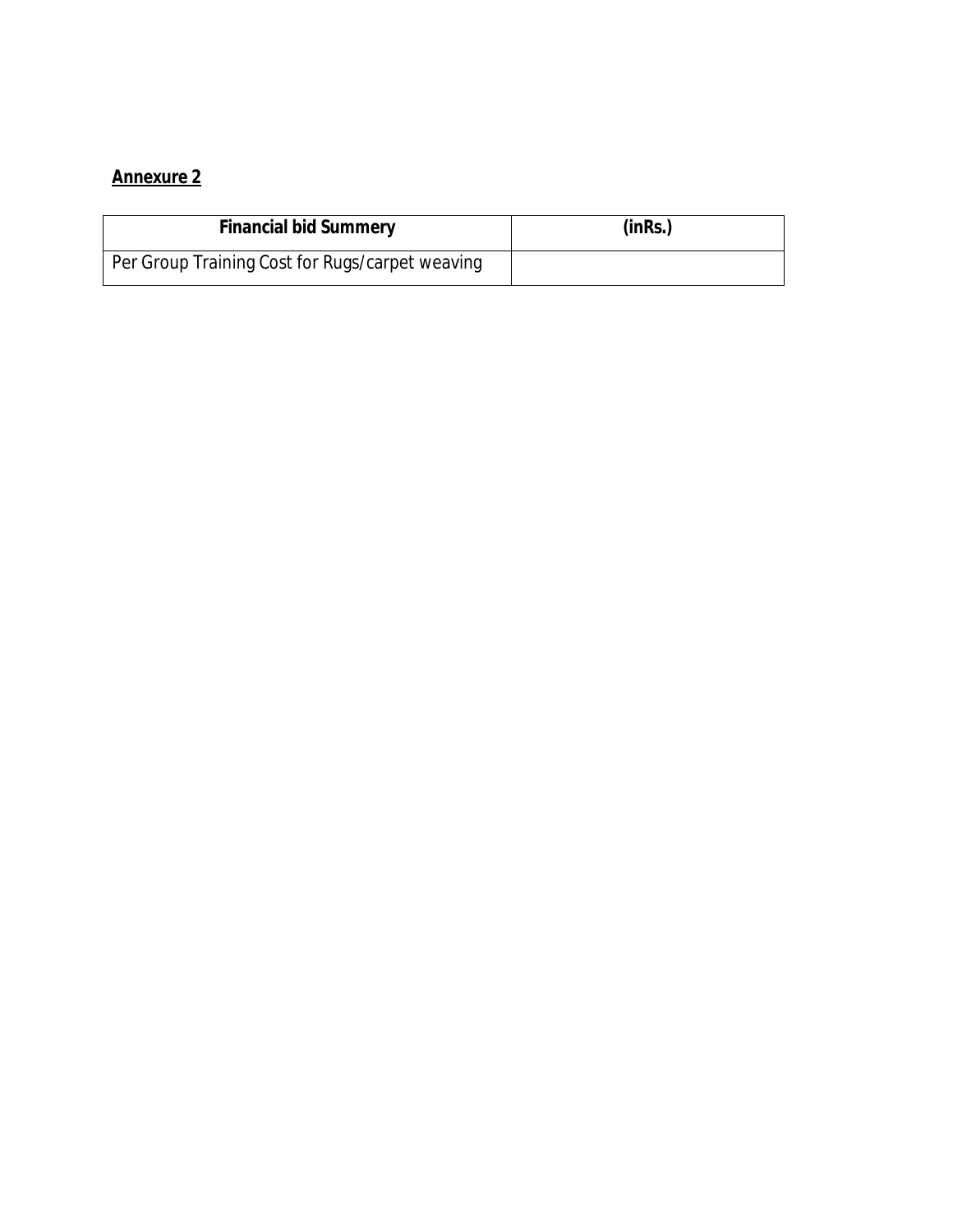**Annexure 2**

| Financial bid Summery | (inRs.) |
|---|---|
| Per Group Training Cost for Rugs/carpet weaving | |